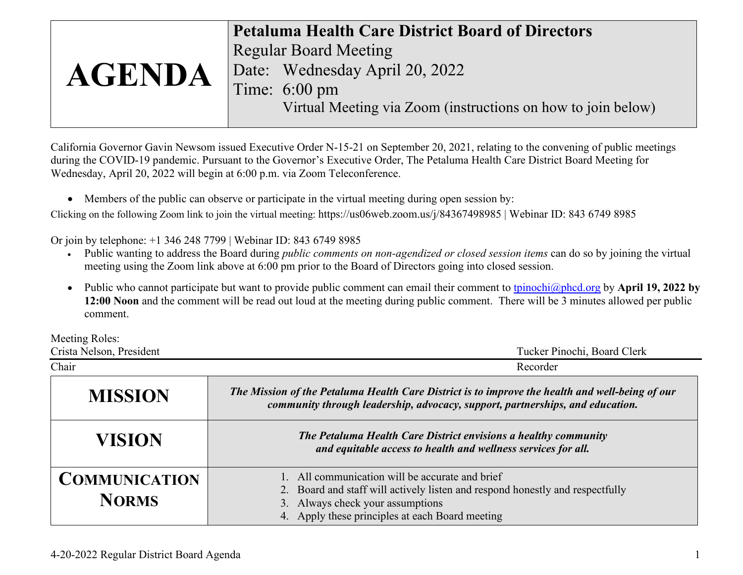| AGENDA | **Petaluma Health Care District Board of Directors**<br>Regular Board Meeting<br>Date: Wednesday April 20, 2022<br>Time: 6:00 pm<br>Virtual Meeting via Zoom (instructions on how to join below) |
|---|---|

California Governor Gavin Newsom issued Executive Order N-15-21 on September 20, 2021, relating to the convening of public meetings during the COVID-19 pandemic. Pursuant to the Governor's Executive Order, The Petaluma Health Care District Board Meeting for Wednesday, April 20, 2022 will begin at 6:00 p.m. via Zoom Teleconference.

- Members of the public can observe or participate in the virtual meeting during open session by:

Clicking on the following Zoom link to join the virtual meeting: https://us06web.zoom.us/j/84367498985 | Webinar ID: 843 6749 8985

Or join by telephone: +1 346 248 7799 | Webinar ID: 843 6749 8985

- Public wanting to address the Board during *public comments on non-agendized or closed session items* can do so by joining the virtual meeting using the Zoom link above at 6:00 pm prior to the Board of Directors going into closed session.
- Public who cannot participate but want to provide public comment can email their comment to tpinochi@phcd.org by **April 19, 2022 by 12:00 Noon** and the comment will be read out loud at the meeting during public comment. There will be 3 minutes allowed per public comment.

Meeting Roles:

| Crista Nelson, President | Tucker Pinochi, Board Clerk |
|---|---|
| Chair | Recorder |

| | |
|---|---|
| **MISSION** | ***The Mission of the Petaluma Health Care District is to improve the health and well-being of our community through leadership, advocacy, support, partnerships, and education.*** |
| **VISION** | ***The Petaluma Health Care District envisions a healthy community and equitable access to health and wellness services for all.*** |
| **COMMUNICATION NORMS** | 1. All communication will be accurate and brief<br>2. Board and staff will actively listen and respond honestly and respectfully<br>3. Always check your assumptions<br>4. Apply these principles at each Board meeting |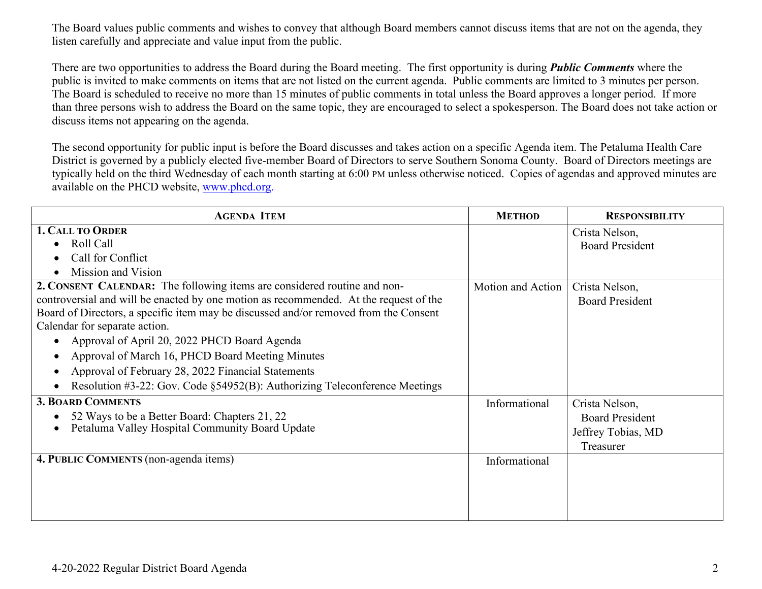The Board values public comments and wishes to convey that although Board members cannot discuss items that are not on the agenda, they listen carefully and appreciate and value input from the public.

There are two opportunities to address the Board during the Board meeting. The first opportunity is during ***Public Comments*** where the public is invited to make comments on items that are not listed on the current agenda. Public comments are limited to 3 minutes per person. The Board is scheduled to receive no more than 15 minutes of public comments in total unless the Board approves a longer period. If more than three persons wish to address the Board on the same topic, they are encouraged to select a spokesperson. The Board does not take action or discuss items not appearing on the agenda.

The second opportunity for public input is before the Board discusses and takes action on a specific Agenda item. The Petaluma Health Care District is governed by a publicly elected five-member Board of Directors to serve Southern Sonoma County. Board of Directors meetings are typically held on the third Wednesday of each month starting at 6:00 PM unless otherwise noticed. Copies of agendas and approved minutes are available on the PHCD website, www.phcd.org.

| Agenda Item | Method | Responsibility |
|---|---|---|
| **1. Call to Order**<br>• Roll Call<br>• Call for Conflict<br>• Mission and Vision | | Crista Nelson, Board President |
| **2. Consent Calendar:** The following items are considered routine and non-controversial and will be enacted by one motion as recommended. At the request of the Board of Directors, a specific item may be discussed and/or removed from the Consent Calendar for separate action.<br>• Approval of April 20, 2022 PHCD Board Agenda<br>• Approval of March 16, PHCD Board Meeting Minutes<br>• Approval of February 28, 2022 Financial Statements<br>• Resolution #3-22: Gov. Code §54952(B): Authorizing Teleconference Meetings | Motion and Action | Crista Nelson, Board President |
| **3. Board Comments**<br>• 52 Ways to be a Better Board: Chapters 21, 22<br>• Petaluma Valley Hospital Community Board Update | Informational | Crista Nelson, Board President<br>Jeffrey Tobias, MD Treasurer |
| **4. Public Comments** (non-agenda items) | Informational | |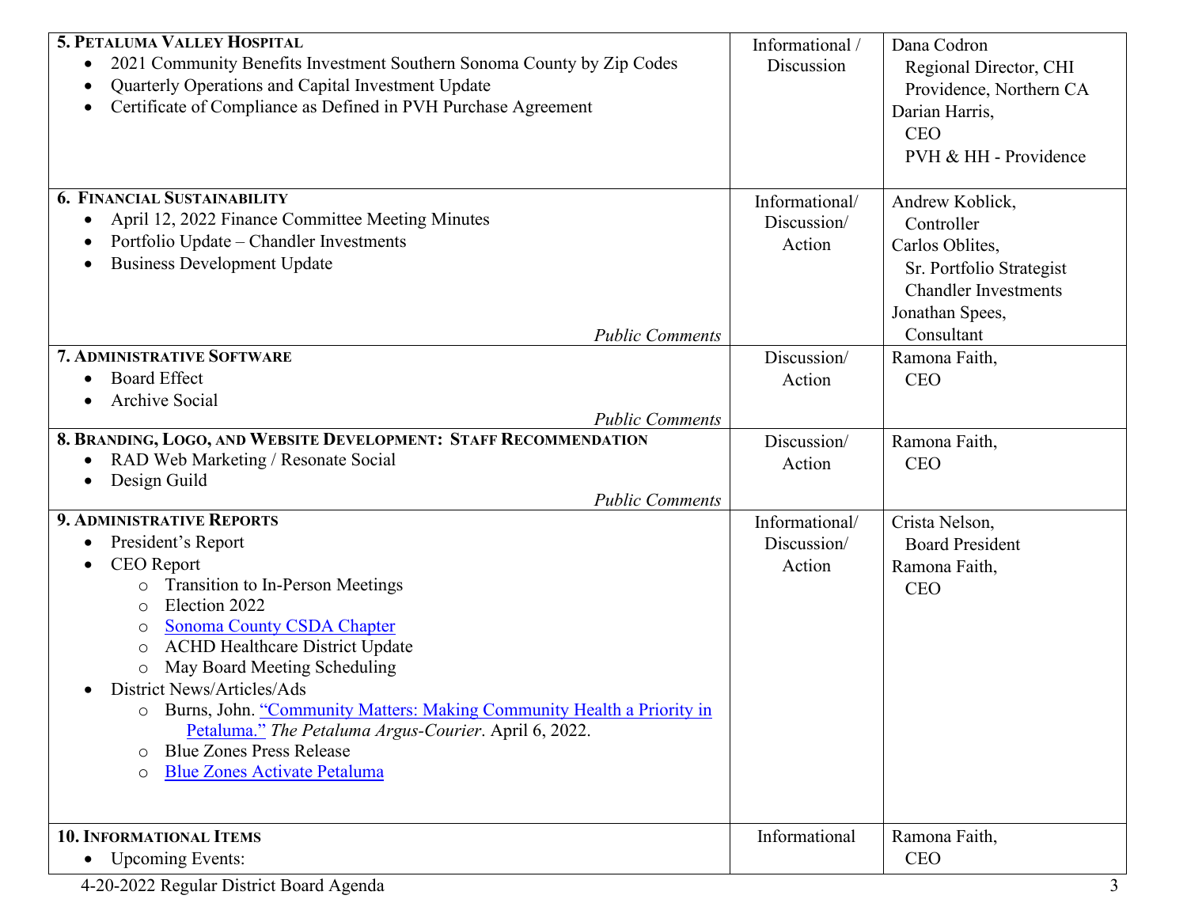| | | |
|---|---|---|
| **5. PETALUMA VALLEY HOSPITAL**<br>• 2021 Community Benefits Investment Southern Sonoma County by Zip Codes<br>• Quarterly Operations and Capital Investment Update<br>• Certificate of Compliance as Defined in PVH Purchase Agreement | Informational / Discussion | Dana Codron<br>Regional Director, CHI Providence, Northern CA<br>Darian Harris,<br>CEO<br>PVH & HH - Providence |
| **6. FINANCIAL SUSTAINABILITY**<br>• April 12, 2022 Finance Committee Meeting Minutes<br>• Portfolio Update – Chandler Investments<br>• Business Development Update<br>*Public Comments* | Informational/ Discussion/ Action | Andrew Koblick,<br>Controller<br>Carlos Oblites,<br>Sr. Portfolio Strategist<br>Chandler Investments<br>Jonathan Spees,<br>Consultant |
| **7. ADMINISTRATIVE SOFTWARE**<br>• Board Effect<br>• Archive Social<br>*Public Comments* | Discussion/ Action | Ramona Faith,<br>CEO |
| **8. BRANDING, LOGO, AND WEBSITE DEVELOPMENT: STAFF RECOMMENDATION**<br>• RAD Web Marketing / Resonate Social<br>• Design Guild<br>*Public Comments* | Discussion/ Action | Ramona Faith,<br>CEO |
| **9. ADMINISTRATIVE REPORTS**<br>• President's Report<br>• CEO Report<br>○ Transition to In-Person Meetings<br>○ Election 2022<br>○ Sonoma County CSDA Chapter<br>○ ACHD Healthcare District Update<br>○ May Board Meeting Scheduling<br>• District News/Articles/Ads<br>○ Burns, John. "Community Matters: Making Community Health a Priority in Petaluma." *The Petaluma Argus-Courier*. April 6, 2022.<br>○ Blue Zones Press Release<br>○ Blue Zones Activate Petaluma | Informational/ Discussion/ Action | Crista Nelson,<br>Board President<br>Ramona Faith,<br>CEO |
| **10. INFORMATIONAL ITEMS**<br>• Upcoming Events: | Informational | Ramona Faith,<br>CEO |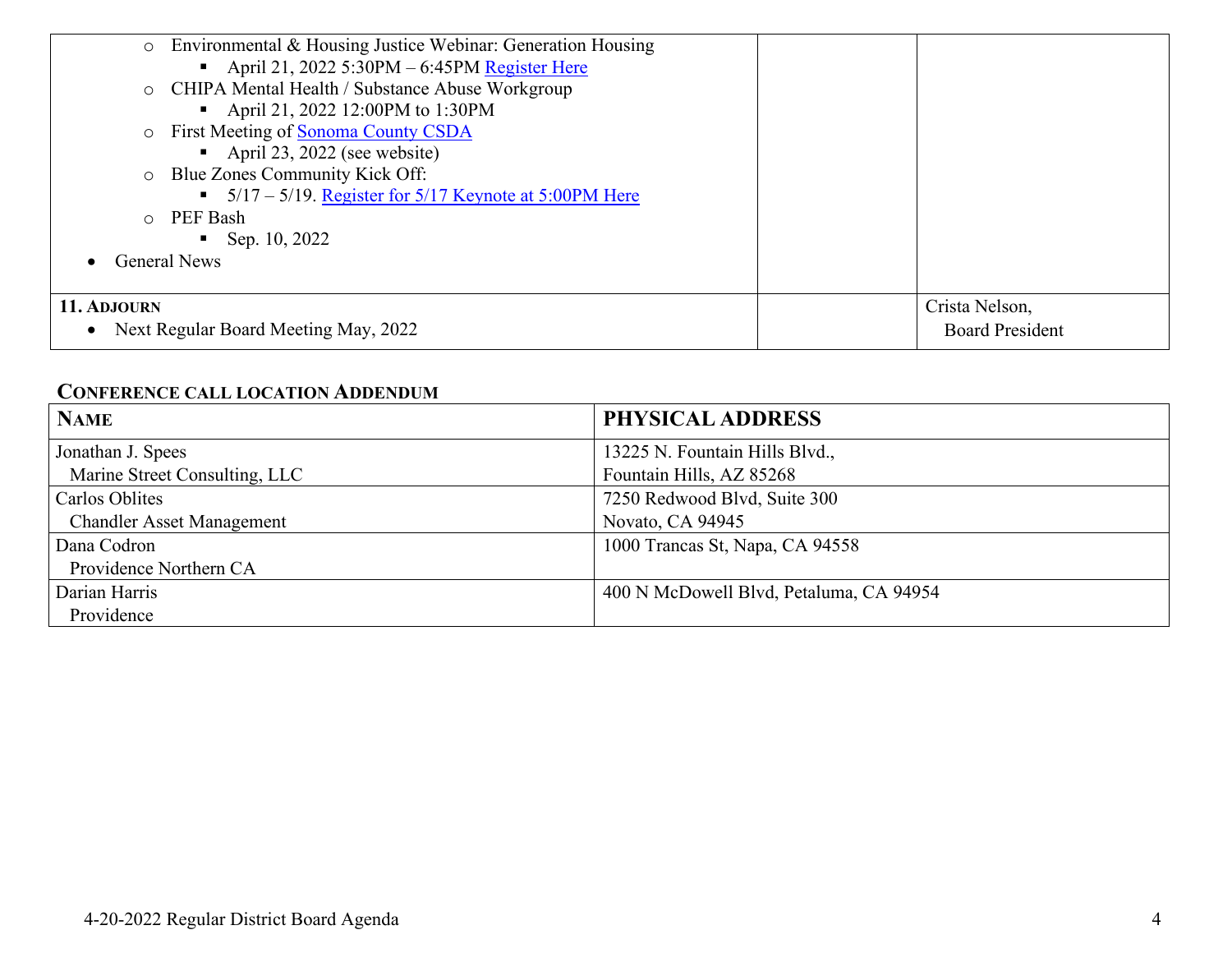| | | |
|---|---|---|
| ○ Environmental & Housing Justice Webinar: Generation Housing<br>  ▪ April 21, 2022 5:30PM – 6:45PM Register Here<br>○ CHIPA Mental Health / Substance Abuse Workgroup<br>  ▪ April 21, 2022 12:00PM to 1:30PM<br>○ First Meeting of Sonoma County CSDA<br>  ▪ April 23, 2022 (see website)<br>○ Blue Zones Community Kick Off:<br>  ▪ 5/17 – 5/19. Register for 5/17 Keynote at 5:00PM Here<br>○ PEF Bash<br>  ▪ Sep. 10, 2022<br>• General News | | |
| **11. ADJOURN**<br>• Next Regular Board Meeting May, 2022 | | Crista Nelson,<br>Board President |

**CONFERENCE CALL LOCATION ADDENDUM**

| NAME | PHYSICAL ADDRESS |
|---|---|
| Jonathan J. Spees<br>Marine Street Consulting, LLC | 13225 N. Fountain Hills Blvd.,<br>Fountain Hills, AZ 85268 |
| Carlos Oblites<br>Chandler Asset Management | 7250 Redwood Blvd, Suite 300<br>Novato, CA 94945 |
| Dana Codron<br>Providence Northern CA | 1000 Trancas St, Napa, CA 94558 |
| Darian Harris<br>Providence | 400 N McDowell Blvd, Petaluma, CA 94954 |